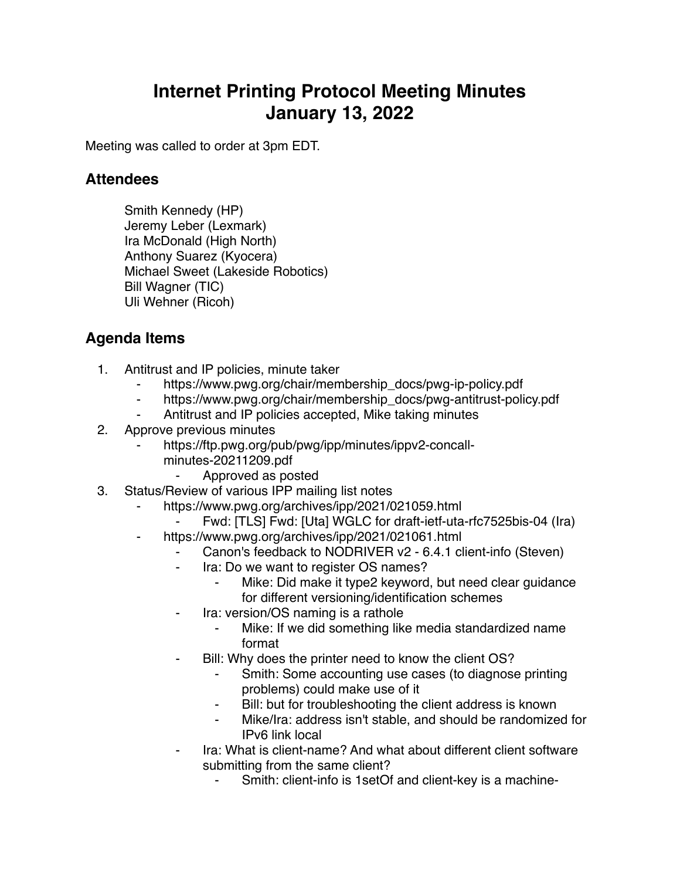# Internet Printing Protocol Meeting Minutes
# January 13, 2022

Meeting was called to order at 3pm EDT.

## Attendees

Smith Kennedy (HP)
Jeremy Leber (Lexmark)
Ira McDonald (High North)
Anthony Suarez (Kyocera)
Michael Sweet (Lakeside Robotics)
Bill Wagner (TIC)
Uli Wehner (Ricoh)

## Agenda Items

1. Antitrust and IP policies, minute taker
    - https://www.pwg.org/chair/membership_docs/pwg-ip-policy.pdf
    - https://www.pwg.org/chair/membership_docs/pwg-antitrust-policy.pdf
    - Antitrust and IP policies accepted, Mike taking minutes
2. Approve previous minutes
    - https://ftp.pwg.org/pub/pwg/ipp/minutes/ippv2-concall-minutes-20211209.pdf
        - Approved as posted
3. Status/Review of various IPP mailing list notes
    - https://www.pwg.org/archives/ipp/2021/021059.html
        - Fwd: [TLS] Fwd: [Uta] WGLC for draft-ietf-uta-rfc7525bis-04 (Ira)
    - https://www.pwg.org/archives/ipp/2021/021061.html
        - Canon's feedback to NODRIVER v2 - 6.4.1 client-info (Steven)
        - Ira: Do we want to register OS names?
            - Mike: Did make it type2 keyword, but need clear guidance for different versioning/identification schemes
        - Ira: version/OS naming is a rathole
            - Mike: If we did something like media standardized name format
        - Bill: Why does the printer need to know the client OS?
            - Smith: Some accounting use cases (to diagnose printing problems) could make use of it
            - Bill: but for troubleshooting the client address is known
            - Mike/Ira: address isn't stable, and should be randomized for IPv6 link local
        - Ira: What is client-name? And what about different client software submitting from the same client?
            - Smith: client-info is 1setOf and client-key is a machine-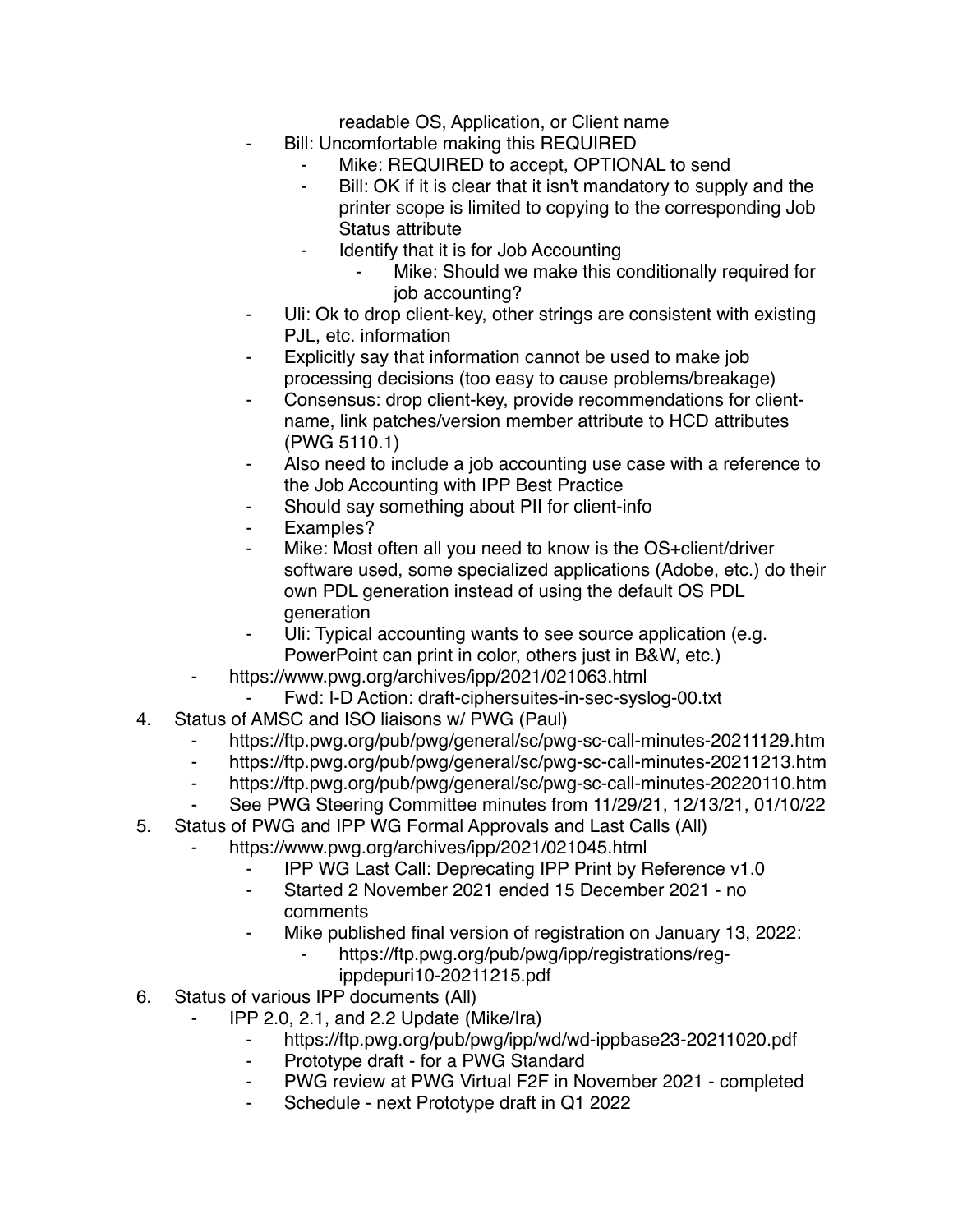readable OS, Application, or Client name

  - Bill: Uncomfortable making this REQUIRED
    - Mike: REQUIRED to accept, OPTIONAL to send
    - Bill: OK if it is clear that it isn't mandatory to supply and the printer scope is limited to copying to the corresponding Job Status attribute
    - Identify that it is for Job Accounting
      - Mike: Should we make this conditionally required for job accounting?
  - Uli: Ok to drop client-key, other strings are consistent with existing PJL, etc. information
  - Explicitly say that information cannot be used to make job processing decisions (too easy to cause problems/breakage)
  - Consensus: drop client-key, provide recommendations for client-name, link patches/version member attribute to HCD attributes (PWG 5110.1)
  - Also need to include a job accounting use case with a reference to the Job Accounting with IPP Best Practice
  - Should say something about PII for client-info
  - Examples?
  - Mike: Most often all you need to know is the OS+client/driver software used, some specialized applications (Adobe, etc.) do their own PDL generation instead of using the default OS PDL generation
  - Uli: Typical accounting wants to see source application (e.g. PowerPoint can print in color, others just in B&W, etc.)
- https://www.pwg.org/archives/ipp/2021/021063.html
  - Fwd: I-D Action: draft-ciphersuites-in-sec-syslog-00.txt

4. Status of AMSC and ISO liaisons w/ PWG (Paul)
   - https://ftp.pwg.org/pub/pwg/general/sc/pwg-sc-call-minutes-20211129.htm
   - https://ftp.pwg.org/pub/pwg/general/sc/pwg-sc-call-minutes-20211213.htm
   - https://ftp.pwg.org/pub/pwg/general/sc/pwg-sc-call-minutes-20220110.htm
   - See PWG Steering Committee minutes from 11/29/21, 12/13/21, 01/10/22
5. Status of PWG and IPP WG Formal Approvals and Last Calls (All)
   - https://www.pwg.org/archives/ipp/2021/021045.html
     - IPP WG Last Call: Deprecating IPP Print by Reference v1.0
     - Started 2 November 2021 ended 15 December 2021 - no comments
     - Mike published final version of registration on January 13, 2022:
       - https://ftp.pwg.org/pub/pwg/ipp/registrations/reg-ippdepuri10-20211215.pdf
6. Status of various IPP documents (All)
   - IPP 2.0, 2.1, and 2.2 Update (Mike/Ira)
     - https://ftp.pwg.org/pub/pwg/ipp/wd/wd-ippbase23-20211020.pdf
     - Prototype draft - for a PWG Standard
     - PWG review at PWG Virtual F2F in November 2021 - completed
     - Schedule - next Prototype draft in Q1 2022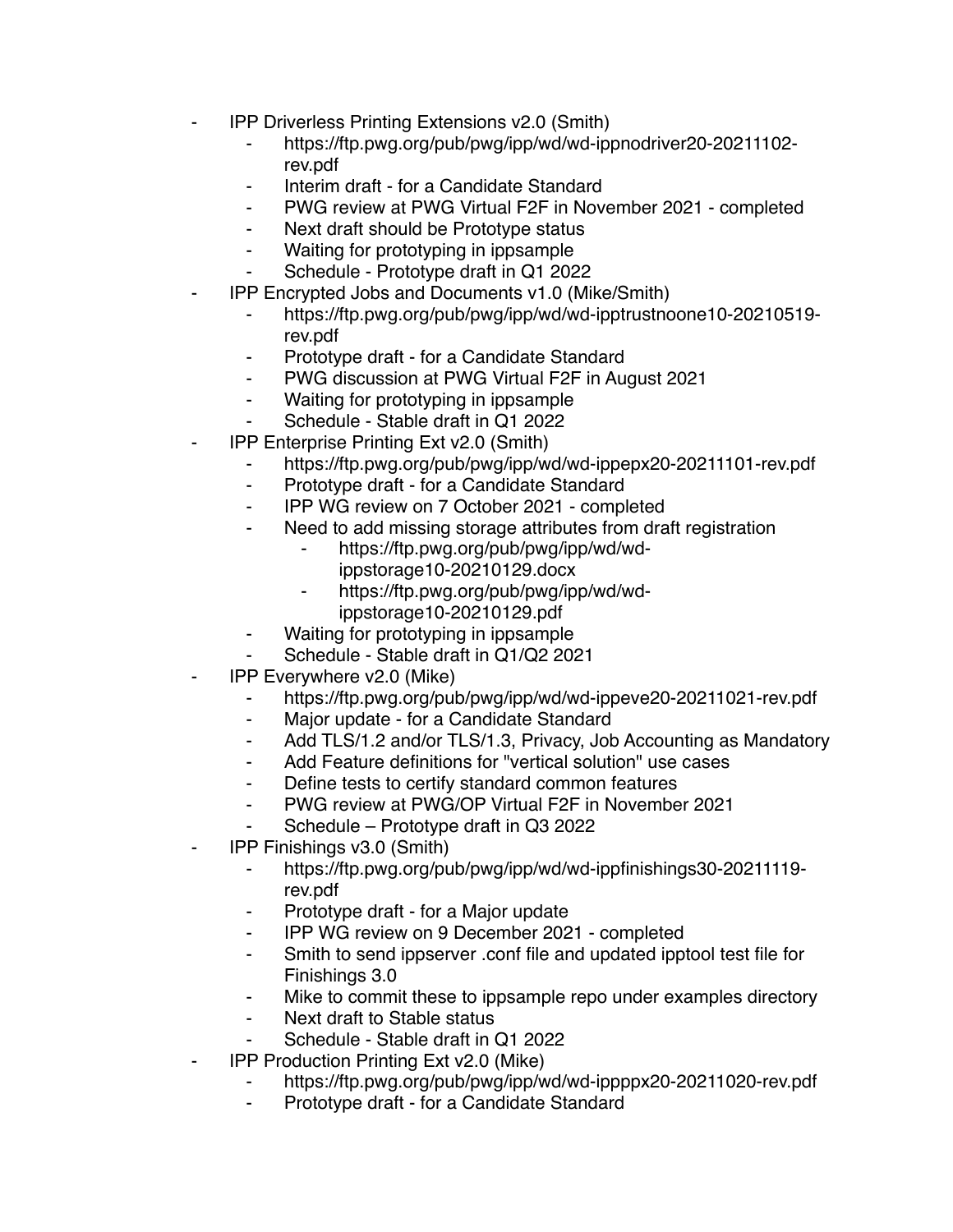- IPP Driverless Printing Extensions v2.0 (Smith)
    - https://ftp.pwg.org/pub/pwg/ipp/wd/wd-ippnodriver20-20211102-rev.pdf
    - Interim draft - for a Candidate Standard
    - PWG review at PWG Virtual F2F in November 2021 - completed
    - Next draft should be Prototype status
    - Waiting for prototyping in ippsample
    - Schedule - Prototype draft in Q1 2022
- IPP Encrypted Jobs and Documents v1.0 (Mike/Smith)
    - https://ftp.pwg.org/pub/pwg/ipp/wd/wd-ipptrustnoone10-20210519-rev.pdf
    - Prototype draft - for a Candidate Standard
    - PWG discussion at PWG Virtual F2F in August 2021
    - Waiting for prototyping in ippsample
    - Schedule - Stable draft in Q1 2022
- IPP Enterprise Printing Ext v2.0 (Smith)
    - https://ftp.pwg.org/pub/pwg/ipp/wd/wd-ippepx20-20211101-rev.pdf
    - Prototype draft - for a Candidate Standard
    - IPP WG review on 7 October 2021 - completed
    - Need to add missing storage attributes from draft registration
        - https://ftp.pwg.org/pub/pwg/ipp/wd/wd-ippstorage10-20210129.docx
        - https://ftp.pwg.org/pub/pwg/ipp/wd/wd-ippstorage10-20210129.pdf
    - Waiting for prototyping in ippsample
    - Schedule - Stable draft in Q1/Q2 2021
- IPP Everywhere v2.0 (Mike)
    - https://ftp.pwg.org/pub/pwg/ipp/wd/wd-ippeve20-20211021-rev.pdf
    - Major update - for a Candidate Standard
    - Add TLS/1.2 and/or TLS/1.3, Privacy, Job Accounting as Mandatory
    - Add Feature definitions for "vertical solution" use cases
    - Define tests to certify standard common features
    - PWG review at PWG/OP Virtual F2F in November 2021
    - Schedule – Prototype draft in Q3 2022
- IPP Finishings v3.0 (Smith)
    - https://ftp.pwg.org/pub/pwg/ipp/wd/wd-ippfinishings30-20211119-rev.pdf
    - Prototype draft - for a Major update
    - IPP WG review on 9 December 2021 - completed
    - Smith to send ippserver .conf file and updated ipptool test file for Finishings 3.0
    - Mike to commit these to ippsample repo under examples directory
    - Next draft to Stable status
    - Schedule - Stable draft in Q1 2022
- IPP Production Printing Ext v2.0 (Mike)
    - https://ftp.pwg.org/pub/pwg/ipp/wd/wd-ippppx20-20211020-rev.pdf
    - Prototype draft - for a Candidate Standard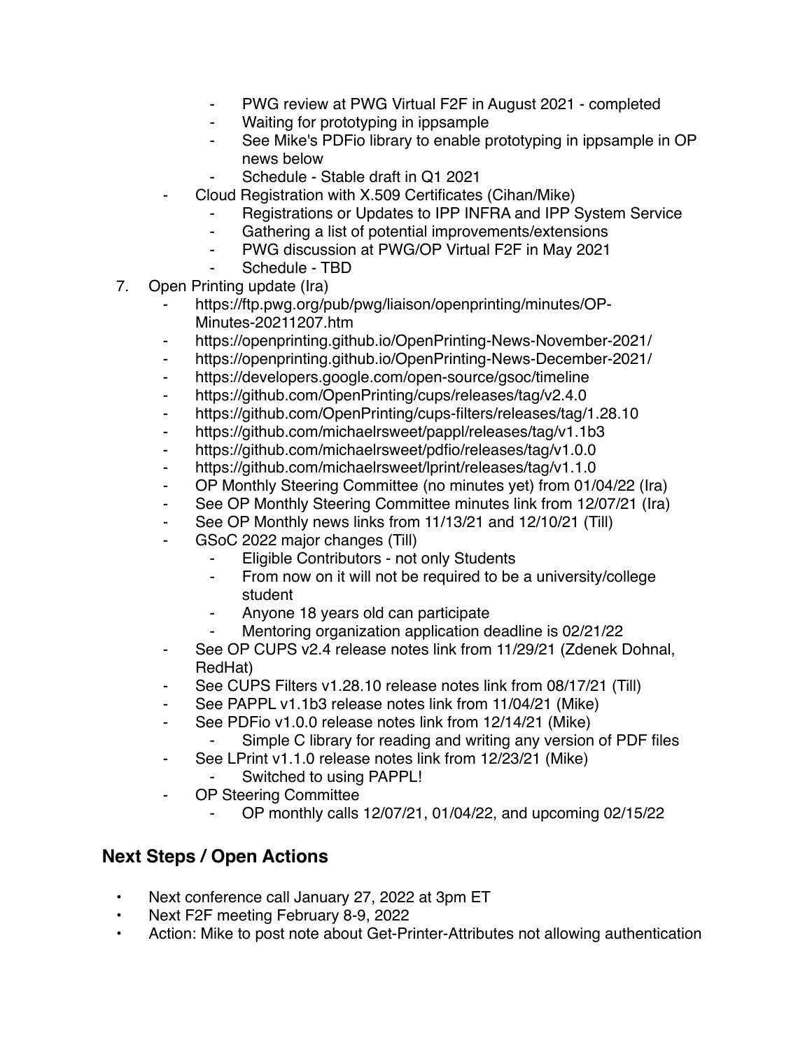- PWG review at PWG Virtual F2F in August 2021 - completed
        - Waiting for prototyping in ippsample
        - See Mike's PDFio library to enable prototyping in ippsample in OP news below
        - Schedule - Stable draft in Q1 2021
    - Cloud Registration with X.509 Certificates (Cihan/Mike)
        - Registrations or Updates to IPP INFRA and IPP System Service
        - Gathering a list of potential improvements/extensions
        - PWG discussion at PWG/OP Virtual F2F in May 2021
        - Schedule - TBD
7. Open Printing update (Ira)
    - https://ftp.pwg.org/pub/pwg/liaison/openprinting/minutes/OP-Minutes-20211207.htm
    - https://openprinting.github.io/OpenPrinting-News-November-2021/
    - https://openprinting.github.io/OpenPrinting-News-December-2021/
    - https://developers.google.com/open-source/gsoc/timeline
    - https://github.com/OpenPrinting/cups/releases/tag/v2.4.0
    - https://github.com/OpenPrinting/cups-filters/releases/tag/1.28.10
    - https://github.com/michaelrsweet/pappl/releases/tag/v1.1b3
    - https://github.com/michaelrsweet/pdfio/releases/tag/v1.0.0
    - https://github.com/michaelrsweet/lprint/releases/tag/v1.1.0
    - OP Monthly Steering Committee (no minutes yet) from 01/04/22 (Ira)
    - See OP Monthly Steering Committee minutes link from 12/07/21 (Ira)
    - See OP Monthly news links from 11/13/21 and 12/10/21 (Till)
    - GSoC 2022 major changes (Till)
        - Eligible Contributors - not only Students
        - From now on it will not be required to be a university/college student
        - Anyone 18 years old can participate
        - Mentoring organization application deadline is 02/21/22
    - See OP CUPS v2.4 release notes link from 11/29/21 (Zdenek Dohnal, RedHat)
    - See CUPS Filters v1.28.10 release notes link from 08/17/21 (Till)
    - See PAPPL v1.1b3 release notes link from 11/04/21 (Mike)
    - See PDFio v1.0.0 release notes link from 12/14/21 (Mike)
        - Simple C library for reading and writing any version of PDF files
    - See LPrint v1.1.0 release notes link from 12/23/21 (Mike)
        - Switched to using PAPPL!
    - OP Steering Committee
        - OP monthly calls 12/07/21, 01/04/22, and upcoming 02/15/22

## Next Steps / Open Actions

- Next conference call January 27, 2022 at 3pm ET
- Next F2F meeting February 8-9, 2022
- Action: Mike to post note about Get-Printer-Attributes not allowing authentication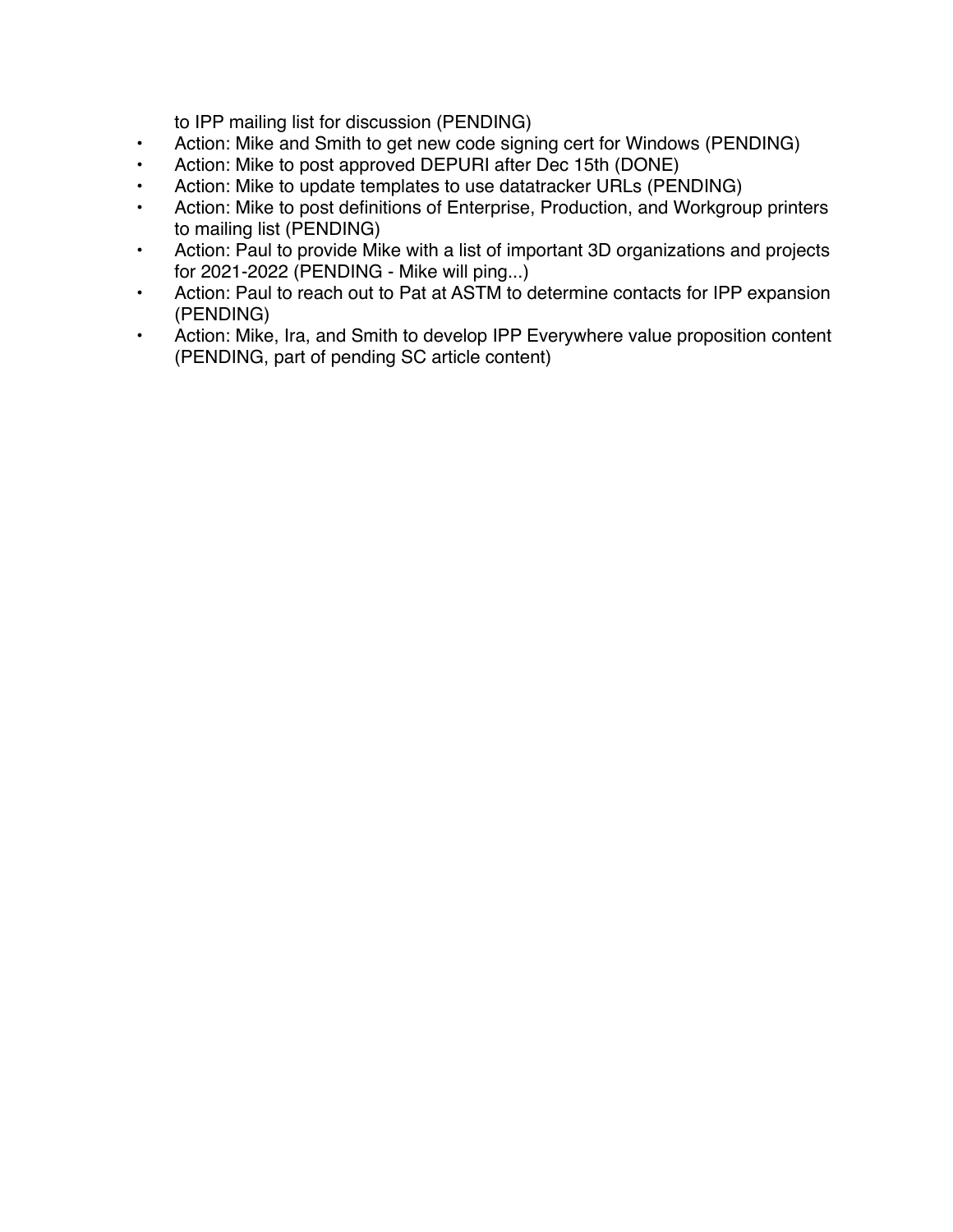to IPP mailing list for discussion (PENDING)

- Action: Mike and Smith to get new code signing cert for Windows (PENDING)
- Action: Mike to post approved DEPURI after Dec 15th (DONE)
- Action: Mike to update templates to use datatracker URLs (PENDING)
- Action: Mike to post definitions of Enterprise, Production, and Workgroup printers to mailing list (PENDING)
- Action: Paul to provide Mike with a list of important 3D organizations and projects for 2021-2022 (PENDING - Mike will ping...)
- Action: Paul to reach out to Pat at ASTM to determine contacts for IPP expansion (PENDING)
- Action: Mike, Ira, and Smith to develop IPP Everywhere value proposition content (PENDING, part of pending SC article content)